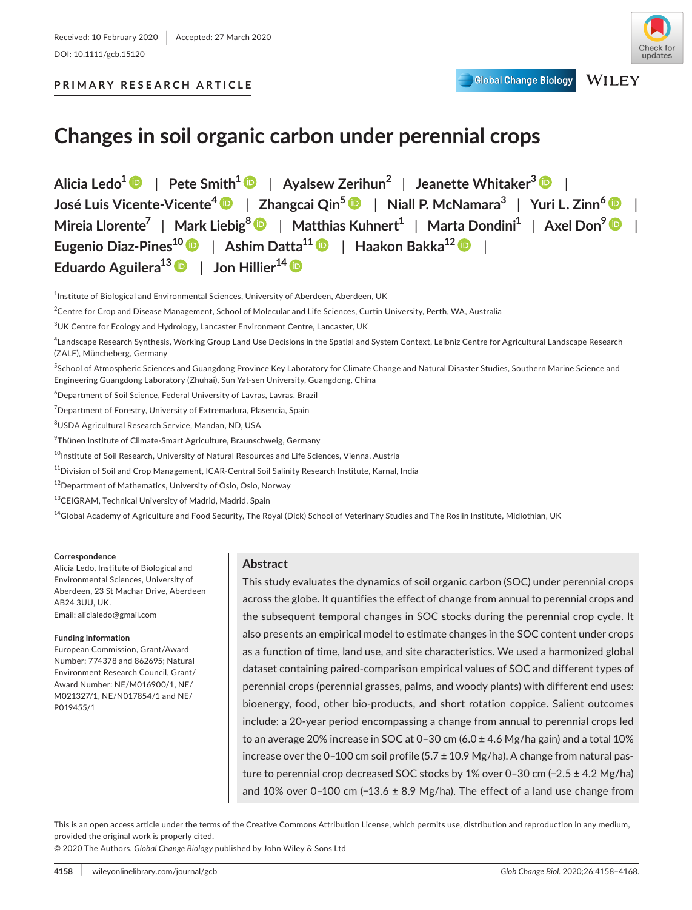Received: 10 February 2020 | Accepted: 27 March 2020

DOI: 10.1111/gcb.15120

PRIMARY RESEARCH ARTICLE

# Changes in soil organic carbon under perennial crops

Alicia Ledo[1] | Pete Smith[1] | Ayalsew Zerihun[2] | Jeanette Whitaker[3] | José Luis Vicente-Vicente[4] | Zhangcai Qin[5] | Niall P. McNamara[3] | Yuri L. Zinn[6] | Mireia Llorente[7] | Mark Liebig[8] | Matthias Kuhnert[1] | Marta Dondini[1] | Axel Don[9] | Eugenio Diaz-Pines[10] | Ashim Datta[11] | Haakon Bakka[12] | Eduardo Aguilera[13] | Jon Hillier[14]

[1]Institute of Biological and Environmental Sciences, University of Aberdeen, Aberdeen, UK

[2]Centre for Crop and Disease Management, School of Molecular and Life Sciences, Curtin University, Perth, WA, Australia

[3]UK Centre for Ecology and Hydrology, Lancaster Environment Centre, Lancaster, UK

[4]Landscape Research Synthesis, Working Group Land Use Decisions in the Spatial and System Context, Leibniz Centre for Agricultural Landscape Research (ZALF), Müncheberg, Germany

[5]School of Atmospheric Sciences and Guangdong Province Key Laboratory for Climate Change and Natural Disaster Studies, Southern Marine Science and Engineering Guangdong Laboratory (Zhuhai), Sun Yat-sen University, Guangdong, China

[6]Department of Soil Science, Federal University of Lavras, Lavras, Brazil

[7]Department of Forestry, University of Extremadura, Plasencia, Spain

[8]USDA Agricultural Research Service, Mandan, ND, USA

[9]Thünen Institute of Climate-Smart Agriculture, Braunschweig, Germany

[10]Institute of Soil Research, University of Natural Resources and Life Sciences, Vienna, Austria

[11]Division of Soil and Crop Management, ICAR-Central Soil Salinity Research Institute, Karnal, India

[12]Department of Mathematics, University of Oslo, Oslo, Norway

[13]CEIGRAM, Technical University of Madrid, Madrid, Spain

[14]Global Academy of Agriculture and Food Security, The Royal (Dick) School of Veterinary Studies and The Roslin Institute, Midlothian, UK

**Correspondence**
Alicia Ledo, Institute of Biological and Environmental Sciences, University of Aberdeen, 23 St Machar Drive, Aberdeen AB24 3UU, UK.
Email: alicialedo@gmail.com

**Funding information**
European Commission, Grant/Award Number: 774378 and 862695; Natural Environment Research Council, Grant/Award Number: NE/M016900/1, NE/M021327/1, NE/N017854/1 and NE/P019455/1

## Abstract

This study evaluates the dynamics of soil organic carbon (SOC) under perennial crops across the globe. It quantifies the effect of change from annual to perennial crops and the subsequent temporal changes in SOC stocks during the perennial crop cycle. It also presents an empirical model to estimate changes in the SOC content under crops as a function of time, land use, and site characteristics. We used a harmonized global dataset containing paired-comparison empirical values of SOC and different types of perennial crops (perennial grasses, palms, and woody plants) with different end uses: bioenergy, food, other bio-products, and short rotation coppice. Salient outcomes include: a 20-year period encompassing a change from annual to perennial crops led to an average 20% increase in SOC at 0–30 cm (6.0 ± 4.6 Mg/ha gain) and a total 10% increase over the 0–100 cm soil profile (5.7 ± 10.9 Mg/ha). A change from natural pasture to perennial crop decreased SOC stocks by 1% over 0–30 cm (−2.5 ± 4.2 Mg/ha) and 10% over 0–100 cm (−13.6 ± 8.9 Mg/ha). The effect of a land use change from

This is an open access article under the terms of the Creative Commons Attribution License, which permits use, distribution and reproduction in any medium, provided the original work is properly cited.
© 2020 The Authors. *Global Change Biology* published by John Wiley & Sons Ltd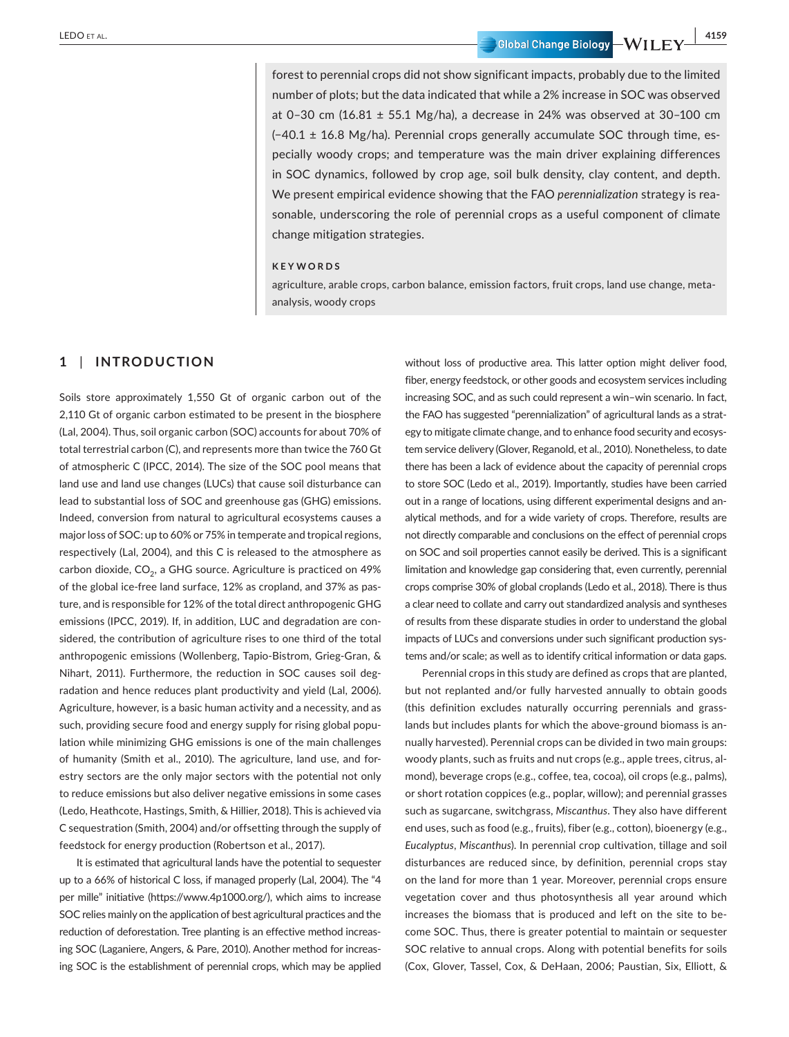forest to perennial crops did not show significant impacts, probably due to the limited number of plots; but the data indicated that while a 2% increase in SOC was observed at 0–30 cm (16.81 ± 55.1 Mg/ha), a decrease in 24% was observed at 30–100 cm (−40.1 ± 16.8 Mg/ha). Perennial crops generally accumulate SOC through time, especially woody crops; and temperature was the main driver explaining differences in SOC dynamics, followed by crop age, soil bulk density, clay content, and depth. We present empirical evidence showing that the FAO *perennialization* strategy is reasonable, underscoring the role of perennial crops as a useful component of climate change mitigation strategies.

**KEYWORDS**

agriculture, arable crops, carbon balance, emission factors, fruit crops, land use change, meta-analysis, woody crops

## 1 | INTRODUCTION

Soils store approximately 1,550 Gt of organic carbon out of the 2,110 Gt of organic carbon estimated to be present in the biosphere (Lal, 2004). Thus, soil organic carbon (SOC) accounts for about 70% of total terrestrial carbon (C), and represents more than twice the 760 Gt of atmospheric C (IPCC, 2014). The size of the SOC pool means that land use and land use changes (LUCs) that cause soil disturbance can lead to substantial loss of SOC and greenhouse gas (GHG) emissions. Indeed, conversion from natural to agricultural ecosystems causes a major loss of SOC: up to 60% or 75% in temperate and tropical regions, respectively (Lal, 2004), and this C is released to the atmosphere as carbon dioxide, $CO_2$, a GHG source. Agriculture is practiced on 49% of the global ice-free land surface, 12% as cropland, and 37% as pasture, and is responsible for 12% of the total direct anthropogenic GHG emissions (IPCC, 2019). If, in addition, LUC and degradation are considered, the contribution of agriculture rises to one third of the total anthropogenic emissions (Wollenberg, Tapio-Bistrom, Grieg-Gran, & Nihart, 2011). Furthermore, the reduction in SOC causes soil degradation and hence reduces plant productivity and yield (Lal, 2006). Agriculture, however, is a basic human activity and a necessity, and as such, providing secure food and energy supply for rising global population while minimizing GHG emissions is one of the main challenges of humanity (Smith et al., 2010). The agriculture, land use, and forestry sectors are the only major sectors with the potential not only to reduce emissions but also deliver negative emissions in some cases (Ledo, Heathcote, Hastings, Smith, & Hillier, 2018). This is achieved via C sequestration (Smith, 2004) and/or offsetting through the supply of feedstock for energy production (Robertson et al., 2017).

It is estimated that agricultural lands have the potential to sequester up to a 66% of historical C loss, if managed properly (Lal, 2004). The "4 per mille" initiative (https://www.4p1000.org/), which aims to increase SOC relies mainly on the application of best agricultural practices and the reduction of deforestation. Tree planting is an effective method increasing SOC (Laganiere, Angers, & Pare, 2010). Another method for increasing SOC is the establishment of perennial crops, which may be applied without loss of productive area. This latter option might deliver food, fiber, energy feedstock, or other goods and ecosystem services including increasing SOC, and as such could represent a win–win scenario. In fact, the FAO has suggested "perennialization" of agricultural lands as a strategy to mitigate climate change, and to enhance food security and ecosystem service delivery (Glover, Reganold, et al., 2010). Nonetheless, to date there has been a lack of evidence about the capacity of perennial crops to store SOC (Ledo et al., 2019). Importantly, studies have been carried out in a range of locations, using different experimental designs and analytical methods, and for a wide variety of crops. Therefore, results are not directly comparable and conclusions on the effect of perennial crops on SOC and soil properties cannot easily be derived. This is a significant limitation and knowledge gap considering that, even currently, perennial crops comprise 30% of global croplands (Ledo et al., 2018). There is thus a clear need to collate and carry out standardized analysis and syntheses of results from these disparate studies in order to understand the global impacts of LUCs and conversions under such significant production systems and/or scale; as well as to identify critical information or data gaps.

Perennial crops in this study are defined as crops that are planted, but not replanted and/or fully harvested annually to obtain goods (this definition excludes naturally occurring perennials and grasslands but includes plants for which the above-ground biomass is annually harvested). Perennial crops can be divided in two main groups: woody plants, such as fruits and nut crops (e.g., apple trees, citrus, almond), beverage crops (e.g., coffee, tea, cocoa), oil crops (e.g., palms), or short rotation coppices (e.g., poplar, willow); and perennial grasses such as sugarcane, switchgrass, *Miscanthus*. They also have different end uses, such as food (e.g., fruits), fiber (e.g., cotton), bioenergy (e.g., *Eucalyptus*, *Miscanthus*). In perennial crop cultivation, tillage and soil disturbances are reduced since, by definition, perennial crops stay on the land for more than 1 year. Moreover, perennial crops ensure vegetation cover and thus photosynthesis all year around which increases the biomass that is produced and left on the site to become SOC. Thus, there is greater potential to maintain or sequester SOC relative to annual crops. Along with potential benefits for soils (Cox, Glover, Tassel, Cox, & DeHaan, 2006; Paustian, Six, Elliott, &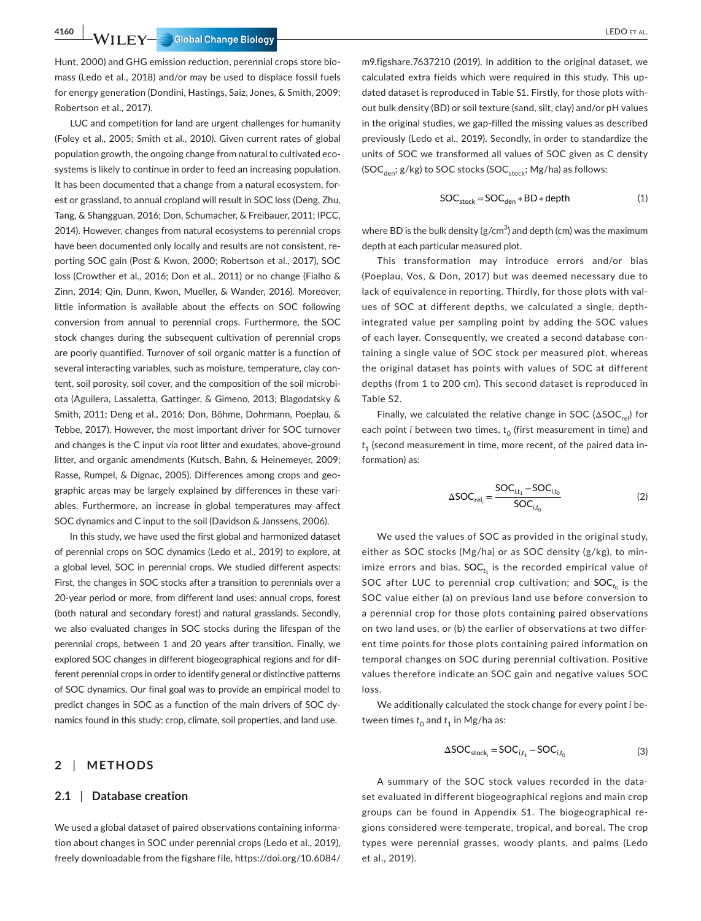Hunt, 2000) and GHG emission reduction, perennial crops store biomass (Ledo et al., 2018) and/or may be used to displace fossil fuels for energy generation (Dondini, Hastings, Saiz, Jones, & Smith, 2009; Robertson et al., 2017).

LUC and competition for land are urgent challenges for humanity (Foley et al., 2005; Smith et al., 2010). Given current rates of global population growth, the ongoing change from natural to cultivated ecosystems is likely to continue in order to feed an increasing population. It has been documented that a change from a natural ecosystem, forest or grassland, to annual cropland will result in SOC loss (Deng, Zhu, Tang, & Shangguan, 2016; Don, Schumacher, & Freibauer, 2011; IPCC, 2014). However, changes from natural ecosystems to perennial crops have been documented only locally and results are not consistent, reporting SOC gain (Post & Kwon, 2000; Robertson et al., 2017), SOC loss (Crowther et al., 2016; Don et al., 2011) or no change (Fialho & Zinn, 2014; Qin, Dunn, Kwon, Mueller, & Wander, 2016). Moreover, little information is available about the effects on SOC following conversion from annual to perennial crops. Furthermore, the SOC stock changes during the subsequent cultivation of perennial crops are poorly quantified. Turnover of soil organic matter is a function of several interacting variables, such as moisture, temperature, clay content, soil porosity, soil cover, and the composition of the soil microbiota (Aguilera, Lassaletta, Gattinger, & Gimeno, 2013; Blagodatsky & Smith, 2011; Deng et al., 2016; Don, Böhme, Dohrmann, Poeplau, & Tebbe, 2017). However, the most important driver for SOC turnover and changes is the C input via root litter and exudates, above-ground litter, and organic amendments (Kutsch, Bahn, & Heinemeyer, 2009; Rasse, Rumpel, & Dignac, 2005). Differences among crops and geographic areas may be largely explained by differences in these variables. Furthermore, an increase in global temperatures may affect SOC dynamics and C input to the soil (Davidson & Janssens, 2006).

In this study, we have used the first global and harmonized dataset of perennial crops on SOC dynamics (Ledo et al., 2019) to explore, at a global level, SOC in perennial crops. We studied different aspects: First, the changes in SOC stocks after a transition to perennials over a 20-year period or more, from different land uses: annual crops, forest (both natural and secondary forest) and natural grasslands. Secondly, we also evaluated changes in SOC stocks during the lifespan of the perennial crops, between 1 and 20 years after transition. Finally, we explored SOC changes in different biogeographical regions and for different perennial crops in order to identify general or distinctive patterns of SOC dynamics. Our final goal was to provide an empirical model to predict changes in SOC as a function of the main drivers of SOC dynamics found in this study: crop, climate, soil properties, and land use.

## 2 | METHODS

### 2.1 | Database creation

We used a global dataset of paired observations containing information about changes in SOC under perennial crops (Ledo et al., 2019), freely downloadable from the figshare file, https://doi.org/10.6084/m9.figshare.7637210 (2019). In addition to the original dataset, we calculated extra fields which were required in this study. This updated dataset is reproduced in Table S1. Firstly, for those plots without bulk density (BD) or soil texture (sand, silt, clay) and/or pH values in the original studies, we gap-filled the missing values as described previously (Ledo et al., 2019). Secondly, in order to standardize the units of SOC we transformed all values of SOC given as C density ($SOC_{den}$; g/kg) to SOC stocks ($SOC_{stock}$; Mg/ha) as follows:

$$SOC_{stock} = SOC_{den} * BD * depth \quad (1)$$

where BD is the bulk density (g/cm$^3$) and depth (cm) was the maximum depth at each particular measured plot.

This transformation may introduce errors and/or bias (Poeplau, Vos, & Don, 2017) but was deemed necessary due to lack of equivalence in reporting. Thirdly, for those plots with values of SOC at different depths, we calculated a single, depth-integrated value per sampling point by adding the SOC values of each layer. Consequently, we created a second database containing a single value of SOC stock per measured plot, whereas the original dataset has points with values of SOC at different depths (from 1 to 200 cm). This second dataset is reproduced in Table S2.

Finally, we calculated the relative change in SOC ($\Delta SOC_{rel}$) for each point $i$ between two times, $t_0$ (first measurement in time) and $t_1$ (second measurement in time, more recent, of the paired data information) as:

$$\Delta SOC_{rel_i} = \frac{SOC_{i,t_1} - SOC_{i,t_0}}{SOC_{i,t_0}} \quad (2)$$

We used the values of SOC as provided in the original study, either as SOC stocks (Mg/ha) or as SOC density (g/kg), to minimize errors and bias. $SOC_{t_1}$ is the recorded empirical value of SOC after LUC to perennial crop cultivation; and $SOC_{t_0}$ is the SOC value either (a) on previous land use before conversion to a perennial crop for those plots containing paired observations on two land uses, or (b) the earlier of observations at two different time points for those plots containing paired information on temporal changes on SOC during perennial cultivation. Positive values therefore indicate an SOC gain and negative values SOC loss.

We additionally calculated the stock change for every point $i$ between times $t_0$ and $t_1$ in Mg/ha as:

$$\Delta SOC_{stock_i} = SOC_{i,t_1} - SOC_{i,t_0} \quad (3)$$

A summary of the SOC stock values recorded in the dataset evaluated in different biogeographical regions and main crop groups can be found in Appendix S1. The biogeographical regions considered were temperate, tropical, and boreal. The crop types were perennial grasses, woody plants, and palms (Ledo et al., 2019).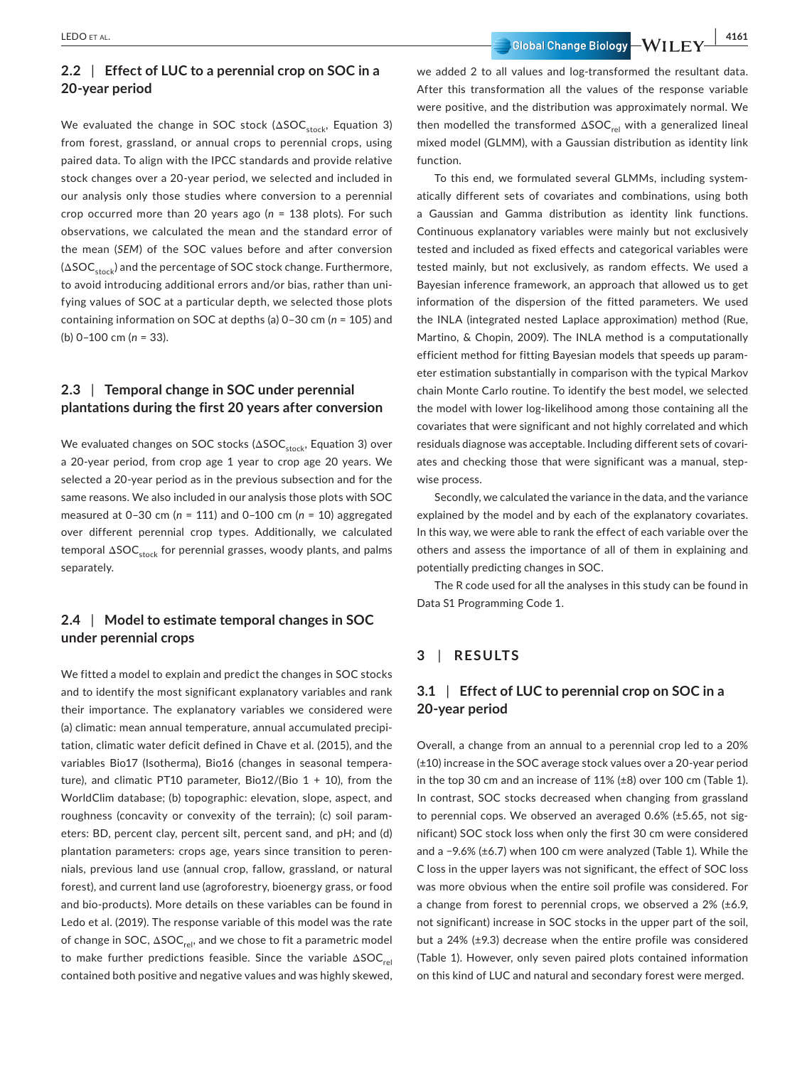### 2.2 | Effect of LUC to a perennial crop on SOC in a 20-year period

We evaluated the change in SOC stock ($\Delta SOC_{stock}$, Equation 3) from forest, grassland, or annual crops to perennial crops, using paired data. To align with the IPCC standards and provide relative stock changes over a 20-year period, we selected and included in our analysis only those studies where conversion to a perennial crop occurred more than 20 years ago ($n$ = 138 plots). For such observations, we calculated the mean and the standard error of the mean (*SEM*) of the SOC values before and after conversion ($\Delta SOC_{stock}$) and the percentage of SOC stock change. Furthermore, to avoid introducing additional errors and/or bias, rather than unifying values of SOC at a particular depth, we selected those plots containing information on SOC at depths (a) 0–30 cm ($n$ = 105) and (b) 0–100 cm ($n$ = 33).

### 2.3 | Temporal change in SOC under perennial plantations during the first 20 years after conversion

We evaluated changes on SOC stocks ($\Delta SOC_{stock}$, Equation 3) over a 20-year period, from crop age 1 year to crop age 20 years. We selected a 20-year period as in the previous subsection and for the same reasons. We also included in our analysis those plots with SOC measured at 0–30 cm ($n$ = 111) and 0–100 cm ($n$ = 10) aggregated over different perennial crop types. Additionally, we calculated temporal $\Delta SOC_{stock}$ for perennial grasses, woody plants, and palms separately.

### 2.4 | Model to estimate temporal changes in SOC under perennial crops

We fitted a model to explain and predict the changes in SOC stocks and to identify the most significant explanatory variables and rank their importance. The explanatory variables we considered were (a) climatic: mean annual temperature, annual accumulated precipitation, climatic water deficit defined in Chave et al. (2015), and the variables Bio17 (Isotherma), Bio16 (changes in seasonal temperature), and climatic PT10 parameter, Bio12/(Bio 1 + 10), from the WorldClim database; (b) topographic: elevation, slope, aspect, and roughness (concavity or convexity of the terrain); (c) soil parameters: BD, percent clay, percent silt, percent sand, and pH; and (d) plantation parameters: crops age, years since transition to perennials, previous land use (annual crop, fallow, grassland, or natural forest), and current land use (agroforestry, bioenergy grass, or food and bio-products). More details on these variables can be found in Ledo et al. (2019). The response variable of this model was the rate of change in SOC, $\Delta SOC_{rel}$, and we chose to fit a parametric model to make further predictions feasible. Since the variable $\Delta SOC_{rel}$ contained both positive and negative values and was highly skewed, we added 2 to all values and log-transformed the resultant data. After this transformation all the values of the response variable were positive, and the distribution was approximately normal. We then modelled the transformed $\Delta SOC_{rel}$ with a generalized lineal mixed model (GLMM), with a Gaussian distribution as identity link function.

To this end, we formulated several GLMMs, including systematically different sets of covariates and combinations, using both a Gaussian and Gamma distribution as identity link functions. Continuous explanatory variables were mainly but not exclusively tested and included as fixed effects and categorical variables were tested mainly, but not exclusively, as random effects. We used a Bayesian inference framework, an approach that allowed us to get information of the dispersion of the fitted parameters. We used the INLA (integrated nested Laplace approximation) method (Rue, Martino, & Chopin, 2009). The INLA method is a computationally efficient method for fitting Bayesian models that speeds up parameter estimation substantially in comparison with the typical Markov chain Monte Carlo routine. To identify the best model, we selected the model with lower log-likelihood among those containing all the covariates that were significant and not highly correlated and which residuals diagnose was acceptable. Including different sets of covariates and checking those that were significant was a manual, stepwise process.

Secondly, we calculated the variance in the data, and the variance explained by the model and by each of the explanatory covariates. In this way, we were able to rank the effect of each variable over the others and assess the importance of all of them in explaining and potentially predicting changes in SOC.

The R code used for all the analyses in this study can be found in Data S1 Programming Code 1.

## 3 | RESULTS

### 3.1 | Effect of LUC to perennial crop on SOC in a 20-year period

Overall, a change from an annual to a perennial crop led to a 20% (±10) increase in the SOC average stock values over a 20-year period in the top 30 cm and an increase of 11% (±8) over 100 cm (Table 1). In contrast, SOC stocks decreased when changing from grassland to perennial cops. We observed an averaged 0.6% (±5.65, not significant) SOC stock loss when only the first 30 cm were considered and a −9.6% (±6.7) when 100 cm were analyzed (Table 1). While the C loss in the upper layers was not significant, the effect of SOC loss was more obvious when the entire soil profile was considered. For a change from forest to perennial crops, we observed a 2% (±6.9, not significant) increase in SOC stocks in the upper part of the soil, but a 24% (±9.3) decrease when the entire profile was considered (Table 1). However, only seven paired plots contained information on this kind of LUC and natural and secondary forest were merged.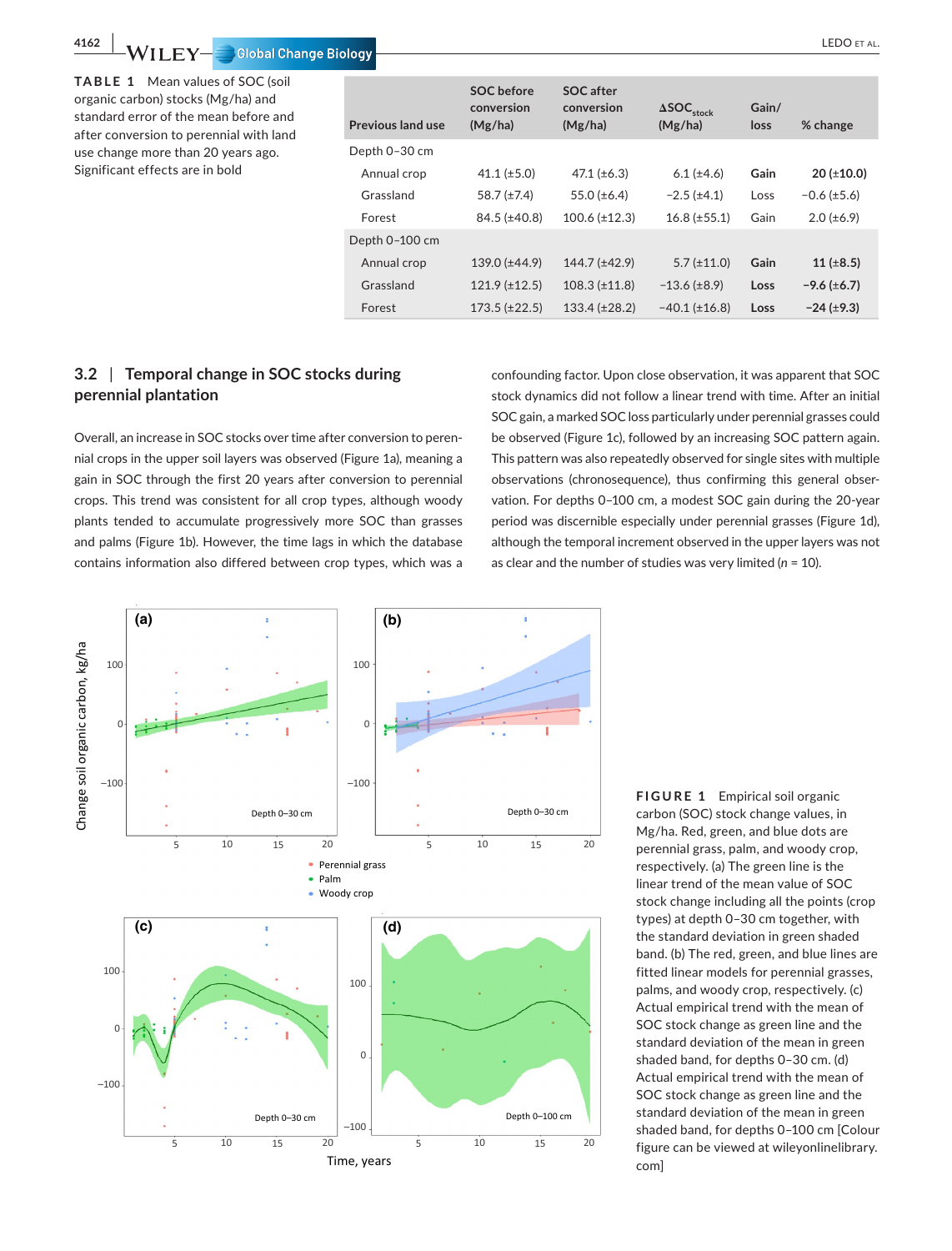**TABLE 1** Mean values of SOC (soil organic carbon) stocks (Mg/ha) and standard error of the mean before and after conversion to perennial with land use change more than 20 years ago. Significant effects are in bold

| Previous land use | SOC before conversion (Mg/ha) | SOC after conversion (Mg/ha) | $\Delta SOC_{stock}$ (Mg/ha) | Gain/loss | % change |
|---|---|---|---|---|---|
| Depth 0–30 cm | | | | | |
| Annual crop | 41.1 (±5.0) | 47.1 (±6.3) | 6.1 (±4.6) | **Gain** | **20 (±10.0)** |
| Grassland | 58.7 (±7.4) | 55.0 (±6.4) | −2.5 (±4.1) | Loss | −0.6 (±5.6) |
| Forest | 84.5 (±40.8) | 100.6 (±12.3) | 16.8 (±55.1) | Gain | 2.0 (±6.9) |
| Depth 0–100 cm | | | | | |
| Annual crop | 139.0 (±44.9) | 144.7 (±42.9) | 5.7 (±11.0) | **Gain** | **11 (±8.5)** |
| Grassland | 121.9 (±12.5) | 108.3 (±11.8) | −13.6 (±8.9) | **Loss** | **−9.6 (±6.7)** |
| Forest | 173.5 (±22.5) | 133.4 (±28.2) | −40.1 (±16.8) | **Loss** | **−24 (±9.3)** |

### 3.2 | Temporal change in SOC stocks during perennial plantation

Overall, an increase in SOC stocks over time after conversion to perennial crops in the upper soil layers was observed (Figure 1a), meaning a gain in SOC through the first 20 years after conversion to perennial crops. This trend was consistent for all crop types, although woody plants tended to accumulate progressively more SOC than grasses and palms (Figure 1b). However, the time lags in which the database contains information also differed between crop types, which was a confounding factor. Upon close observation, it was apparent that SOC stock dynamics did not follow a linear trend with time. After an initial SOC gain, a marked SOC loss particularly under perennial grasses could be observed (Figure 1c), followed by an increasing SOC pattern again. This pattern was also repeatedly observed for single sites with multiple observations (chronosequence), thus confirming this general observation. For depths 0–100 cm, a modest SOC gain during the 20-year period was discernible especially under perennial grasses (Figure 1d), although the temporal increment observed in the upper layers was not as clear and the number of studies was very limited ($n$ = 10).

**FIGURE 1** Empirical soil organic carbon (SOC) stock change values, in Mg/ha. Red, green, and blue dots are perennial grass, palm, and woody crop, respectively. (a) The green line is the linear trend of the mean value of SOC stock change including all the points (crop types) at depth 0–30 cm together, with the standard deviation in green shaded band. (b) The red, green, and blue lines are fitted linear models for perennial grasses, palms, and woody crop, respectively. (c) Actual empirical trend with the mean of SOC stock change as green line and the standard deviation of the mean in green shaded band, for depths 0–30 cm. (d) Actual empirical trend with the mean of SOC stock change as green line and the standard deviation of the mean in green shaded band, for depths 0–100 cm [Colour figure can be viewed at wileyonlinelibrary.com]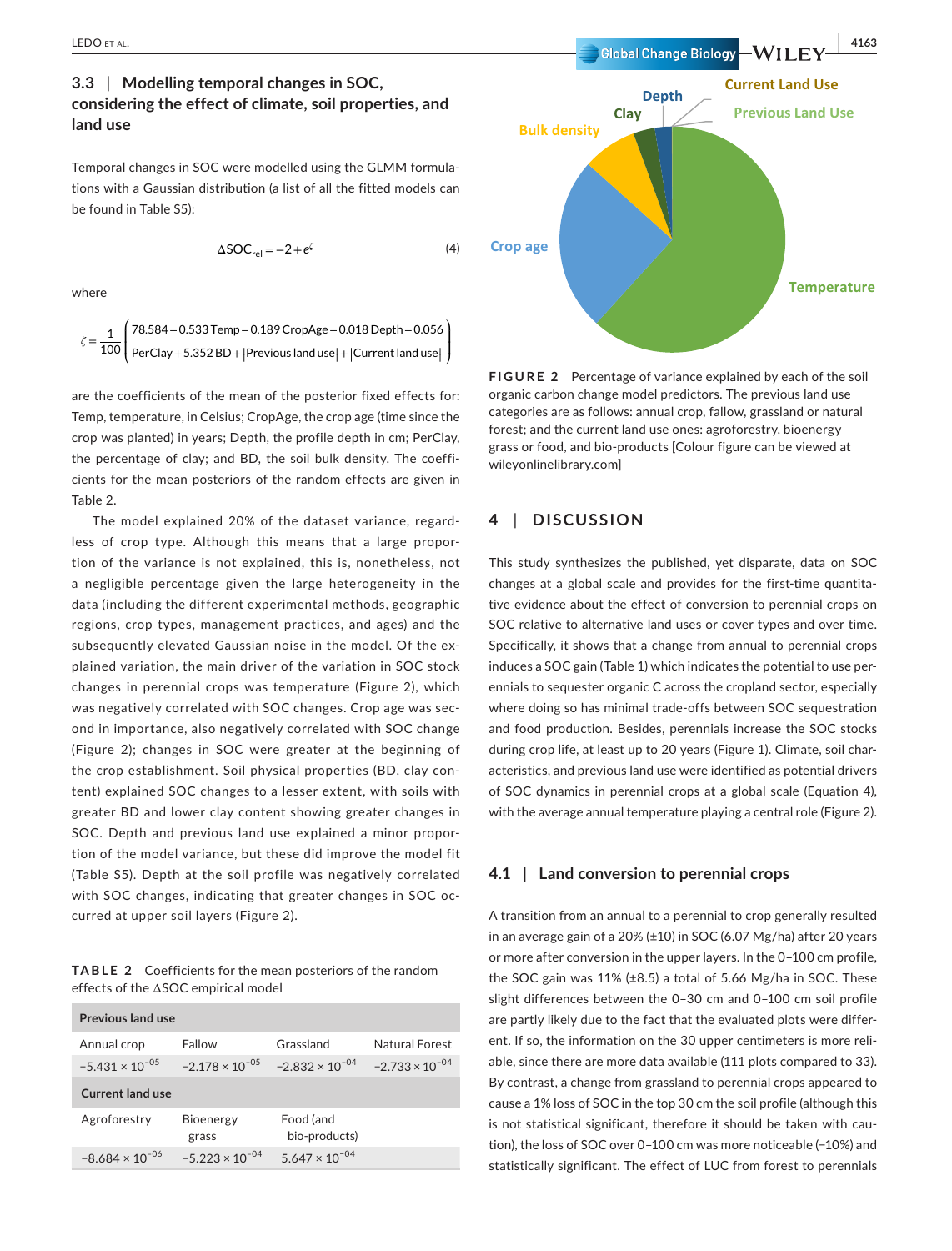### 3.3 | Modelling temporal changes in SOC, considering the effect of climate, soil properties, and land use

Temporal changes in SOC were modelled using the GLMM formulations with a Gaussian distribution (a list of all the fitted models can be found in Table S5):

$$\Delta SOC_{rel} = -2 + e^{\zeta} \tag{4}$$

where

$$\zeta = \frac{1}{100}\left(\begin{array}{l} 78.584 - 0.533\,\text{Temp} - 0.189\,\text{CropAge} - 0.018\,\text{Depth} - 0.056 \\ \text{PerClay} + 5.352\,\text{BD} + |\text{Previous land use}| + |\text{Current land use}| \end{array}\right)$$

are the coefficients of the mean of the posterior fixed effects for: Temp, temperature, in Celsius; CropAge, the crop age (time since the crop was planted) in years; Depth, the profile depth in cm; PerClay, the percentage of clay; and BD, the soil bulk density. The coefficients for the mean posteriors of the random effects are given in Table 2.

The model explained 20% of the dataset variance, regardless of crop type. Although this means that a large proportion of the variance is not explained, this is, nonetheless, not a negligible percentage given the large heterogeneity in the data (including the different experimental methods, geographic regions, crop types, management practices, and ages) and the subsequently elevated Gaussian noise in the model. Of the explained variation, the main driver of the variation in SOC stock changes in perennial crops was temperature (Figure 2), which was negatively correlated with SOC changes. Crop age was second in importance, also negatively correlated with SOC change (Figure 2); changes in SOC were greater at the beginning of the crop establishment. Soil physical properties (BD, clay content) explained SOC changes to a lesser extent, with soils with greater BD and lower clay content showing greater changes in SOC. Depth and previous land use explained a minor proportion of the model variance, but these did improve the model fit (Table S5). Depth at the soil profile was negatively correlated with SOC changes, indicating that greater changes in SOC occurred at upper soil layers (Figure 2).

**TABLE 2** Coefficients for the mean posteriors of the random effects of the ΔSOC empirical model

| **Previous land use** | | | |
|---|---|---|---|
| Annual crop | Fallow | Grassland | Natural Forest |
| $-5.431 \times 10^{-05}$ | $-2.178 \times 10^{-05}$ | $-2.832 \times 10^{-04}$ | $-2.733 \times 10^{-04}$ |
| **Current land use** | | | |
| Agroforestry | Bioenergy grass | Food (and bio-products) | |
| $-8.684 \times 10^{-06}$ | $-5.223 \times 10^{-04}$ | $5.647 \times 10^{-04}$ | |

**FIGURE 2** Percentage of variance explained by each of the soil organic carbon change model predictors. The previous land use categories are as follows: annual crop, fallow, grassland or natural forest; and the current land use ones: agroforestry, bioenergy grass or food, and bio-products [Colour figure can be viewed at wileyonlinelibrary.com]

## 4 | DISCUSSION

This study synthesizes the published, yet disparate, data on SOC changes at a global scale and provides for the first-time quantitative evidence about the effect of conversion to perennial crops on SOC relative to alternative land uses or cover types and over time. Specifically, it shows that a change from annual to perennial crops induces a SOC gain (Table 1) which indicates the potential to use perennials to sequester organic C across the cropland sector, especially where doing so has minimal trade-offs between SOC sequestration and food production. Besides, perennials increase the SOC stocks during crop life, at least up to 20 years (Figure 1). Climate, soil characteristics, and previous land use were identified as potential drivers of SOC dynamics in perennial crops at a global scale (Equation 4), with the average annual temperature playing a central role (Figure 2).

### 4.1 | Land conversion to perennial crops

A transition from an annual to a perennial to crop generally resulted in an average gain of a 20% (±10) in SOC (6.07 Mg/ha) after 20 years or more after conversion in the upper layers. In the 0–100 cm profile, the SOC gain was 11% (±8.5) a total of 5.66 Mg/ha in SOC. These slight differences between the 0–30 cm and 0–100 cm soil profile are partly likely due to the fact that the evaluated plots were different. If so, the information on the 30 upper centimeters is more reliable, since there are more data available (111 plots compared to 33). By contrast, a change from grassland to perennial crops appeared to cause a 1% loss of SOC in the top 30 cm the soil profile (although this is not statistical significant, therefore it should be taken with caution), the loss of SOC over 0–100 cm was more noticeable (−10%) and statistically significant. The effect of LUC from forest to perennials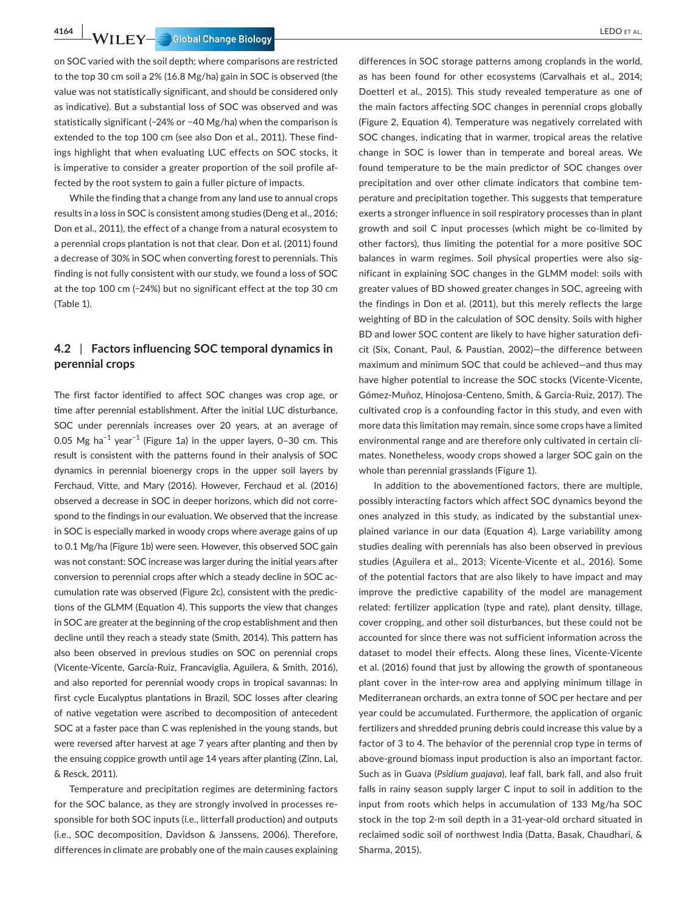on SOC varied with the soil depth; where comparisons are restricted to the top 30 cm soil a 2% (16.8 Mg/ha) gain in SOC is observed (the value was not statistically significant, and should be considered only as indicative). But a substantial loss of SOC was observed and was statistically significant (−24% or −40 Mg/ha) when the comparison is extended to the top 100 cm (see also Don et al., 2011). These findings highlight that when evaluating LUC effects on SOC stocks, it is imperative to consider a greater proportion of the soil profile affected by the root system to gain a fuller picture of impacts.

While the finding that a change from any land use to annual crops results in a loss in SOC is consistent among studies (Deng et al., 2016; Don et al., 2011), the effect of a change from a natural ecosystem to a perennial crops plantation is not that clear. Don et al. (2011) found a decrease of 30% in SOC when converting forest to perennials. This finding is not fully consistent with our study, we found a loss of SOC at the top 100 cm (−24%) but no significant effect at the top 30 cm (Table 1).

## 4.2 | Factors influencing SOC temporal dynamics in perennial crops

The first factor identified to affect SOC changes was crop age, or time after perennial establishment. After the initial LUC disturbance, SOC under perennials increases over 20 years, at an average of 0.05 Mg $ha^{-1}$ $year^{-1}$ (Figure 1a) in the upper layers, 0–30 cm. This result is consistent with the patterns found in their analysis of SOC dynamics in perennial bioenergy crops in the upper soil layers by Ferchaud, Vitte, and Mary (2016). However, Ferchaud et al. (2016) observed a decrease in SOC in deeper horizons, which did not correspond to the findings in our evaluation. We observed that the increase in SOC is especially marked in woody crops where average gains of up to 0.1 Mg/ha (Figure 1b) were seen. However, this observed SOC gain was not constant: SOC increase was larger during the initial years after conversion to perennial crops after which a steady decline in SOC accumulation rate was observed (Figure 2c), consistent with the predictions of the GLMM (Equation 4). This supports the view that changes in SOC are greater at the beginning of the crop establishment and then decline until they reach a steady state (Smith, 2014). This pattern has also been observed in previous studies on SOC on perennial crops (Vicente-Vicente, García-Ruiz, Francaviglia, Aguilera, & Smith, 2016), and also reported for perennial woody crops in tropical savannas: In first cycle Eucalyptus plantations in Brazil, SOC losses after clearing of native vegetation were ascribed to decomposition of antecedent SOC at a faster pace than C was replenished in the young stands, but were reversed after harvest at age 7 years after planting and then by the ensuing coppice growth until age 14 years after planting (Zinn, Lal, & Resck, 2011).

Temperature and precipitation regimes are determining factors for the SOC balance, as they are strongly involved in processes responsible for both SOC inputs (i.e., litterfall production) and outputs (i.e., SOC decomposition, Davidson & Janssens, 2006). Therefore, differences in climate are probably one of the main causes explaining differences in SOC storage patterns among croplands in the world, as has been found for other ecosystems (Carvalhais et al., 2014; Doetterl et al., 2015). This study revealed temperature as one of the main factors affecting SOC changes in perennial crops globally (Figure 2, Equation 4). Temperature was negatively correlated with SOC changes, indicating that in warmer, tropical areas the relative change in SOC is lower than in temperate and boreal areas. We found temperature to be the main predictor of SOC changes over precipitation and over other climate indicators that combine temperature and precipitation together. This suggests that temperature exerts a stronger influence in soil respiratory processes than in plant growth and soil C input processes (which might be co-limited by other factors), thus limiting the potential for a more positive SOC balances in warm regimes. Soil physical properties were also significant in explaining SOC changes in the GLMM model: soils with greater values of BD showed greater changes in SOC, agreeing with the findings in Don et al. (2011), but this merely reflects the large weighting of BD in the calculation of SOC density. Soils with higher BD and lower SOC content are likely to have higher saturation deficit (Six, Conant, Paul, & Paustian, 2002)—the difference between maximum and minimum SOC that could be achieved—and thus may have higher potential to increase the SOC stocks (Vicente-Vicente, Gómez-Muñoz, Hinojosa-Centeno, Smith, & Garcia-Ruiz, 2017). The cultivated crop is a confounding factor in this study, and even with more data this limitation may remain, since some crops have a limited environmental range and are therefore only cultivated in certain climates. Nonetheless, woody crops showed a larger SOC gain on the whole than perennial grasslands (Figure 1).

In addition to the abovementioned factors, there are multiple, possibly interacting factors which affect SOC dynamics beyond the ones analyzed in this study, as indicated by the substantial unexplained variance in our data (Equation 4). Large variability among studies dealing with perennials has also been observed in previous studies (Aguilera et al., 2013; Vicente-Vicente et al., 2016). Some of the potential factors that are also likely to have impact and may improve the predictive capability of the model are management related: fertilizer application (type and rate), plant density, tillage, cover cropping, and other soil disturbances, but these could not be accounted for since there was not sufficient information across the dataset to model their effects. Along these lines, Vicente-Vicente et al. (2016) found that just by allowing the growth of spontaneous plant cover in the inter-row area and applying minimum tillage in Mediterranean orchards, an extra tonne of SOC per hectare and per year could be accumulated. Furthermore, the application of organic fertilizers and shredded pruning debris could increase this value by a factor of 3 to 4. The behavior of the perennial crop type in terms of above-ground biomass input production is also an important factor. Such as in Guava (*Psidium guajava*), leaf fall, bark fall, and also fruit falls in rainy season supply larger C input to soil in addition to the input from roots which helps in accumulation of 133 Mg/ha SOC stock in the top 2-m soil depth in a 31-year-old orchard situated in reclaimed sodic soil of northwest India (Datta, Basak, Chaudhari, & Sharma, 2015).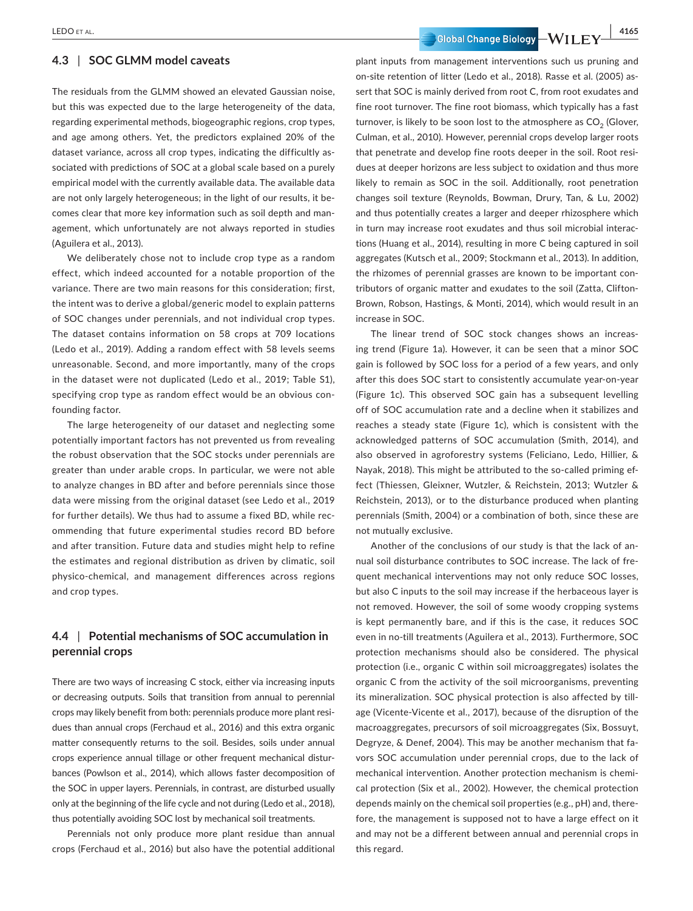### 4.3 | SOC GLMM model caveats

The residuals from the GLMM showed an elevated Gaussian noise, but this was expected due to the large heterogeneity of the data, regarding experimental methods, biogeographic regions, crop types, and age among others. Yet, the predictors explained 20% of the dataset variance, across all crop types, indicating the difficultly associated with predictions of SOC at a global scale based on a purely empirical model with the currently available data. The available data are not only largely heterogeneous; in the light of our results, it becomes clear that more key information such as soil depth and management, which unfortunately are not always reported in studies (Aguilera et al., 2013).

We deliberately chose not to include crop type as a random effect, which indeed accounted for a notable proportion of the variance. There are two main reasons for this consideration; first, the intent was to derive a global/generic model to explain patterns of SOC changes under perennials, and not individual crop types. The dataset contains information on 58 crops at 709 locations (Ledo et al., 2019). Adding a random effect with 58 levels seems unreasonable. Second, and more importantly, many of the crops in the dataset were not duplicated (Ledo et al., 2019; Table S1), specifying crop type as random effect would be an obvious confounding factor.

The large heterogeneity of our dataset and neglecting some potentially important factors has not prevented us from revealing the robust observation that the SOC stocks under perennials are greater than under arable crops. In particular, we were not able to analyze changes in BD after and before perennials since those data were missing from the original dataset (see Ledo et al., 2019 for further details). We thus had to assume a fixed BD, while recommending that future experimental studies record BD before and after transition. Future data and studies might help to refine the estimates and regional distribution as driven by climatic, soil physico-chemical, and management differences across regions and crop types.

### 4.4 | Potential mechanisms of SOC accumulation in perennial crops

There are two ways of increasing C stock, either via increasing inputs or decreasing outputs. Soils that transition from annual to perennial crops may likely benefit from both: perennials produce more plant residues than annual crops (Ferchaud et al., 2016) and this extra organic matter consequently returns to the soil. Besides, soils under annual crops experience annual tillage or other frequent mechanical disturbances (Powlson et al., 2014), which allows faster decomposition of the SOC in upper layers. Perennials, in contrast, are disturbed usually only at the beginning of the life cycle and not during (Ledo et al., 2018), thus potentially avoiding SOC lost by mechanical soil treatments.

Perennials not only produce more plant residue than annual crops (Ferchaud et al., 2016) but also have the potential additional plant inputs from management interventions such us pruning and on-site retention of litter (Ledo et al., 2018). Rasse et al. (2005) assert that SOC is mainly derived from root C, from root exudates and fine root turnover. The fine root biomass, which typically has a fast turnover, is likely to be soon lost to the atmosphere as $CO_2$ (Glover, Culman, et al., 2010). However, perennial crops develop larger roots that penetrate and develop fine roots deeper in the soil. Root residues at deeper horizons are less subject to oxidation and thus more likely to remain as SOC in the soil. Additionally, root penetration changes soil texture (Reynolds, Bowman, Drury, Tan, & Lu, 2002) and thus potentially creates a larger and deeper rhizosphere which in turn may increase root exudates and thus soil microbial interactions (Huang et al., 2014), resulting in more C being captured in soil aggregates (Kutsch et al., 2009; Stockmann et al., 2013). In addition, the rhizomes of perennial grasses are known to be important contributors of organic matter and exudates to the soil (Zatta, Clifton-Brown, Robson, Hastings, & Monti, 2014), which would result in an increase in SOC.

The linear trend of SOC stock changes shows an increasing trend (Figure 1a). However, it can be seen that a minor SOC gain is followed by SOC loss for a period of a few years, and only after this does SOC start to consistently accumulate year-on-year (Figure 1c). This observed SOC gain has a subsequent levelling off of SOC accumulation rate and a decline when it stabilizes and reaches a steady state (Figure 1c), which is consistent with the acknowledged patterns of SOC accumulation (Smith, 2014), and also observed in agroforestry systems (Feliciano, Ledo, Hillier, & Nayak, 2018). This might be attributed to the so-called priming effect (Thiessen, Gleixner, Wutzler, & Reichstein, 2013; Wutzler & Reichstein, 2013), or to the disturbance produced when planting perennials (Smith, 2004) or a combination of both, since these are not mutually exclusive.

Another of the conclusions of our study is that the lack of annual soil disturbance contributes to SOC increase. The lack of frequent mechanical interventions may not only reduce SOC losses, but also C inputs to the soil may increase if the herbaceous layer is not removed. However, the soil of some woody cropping systems is kept permanently bare, and if this is the case, it reduces SOC even in no-till treatments (Aguilera et al., 2013). Furthermore, SOC protection mechanisms should also be considered. The physical protection (i.e., organic C within soil microaggregates) isolates the organic C from the activity of the soil microorganisms, preventing its mineralization. SOC physical protection is also affected by tillage (Vicente-Vicente et al., 2017), because of the disruption of the macroaggregates, precursors of soil microaggregates (Six, Bossuyt, Degryze, & Denef, 2004). This may be another mechanism that favors SOC accumulation under perennial crops, due to the lack of mechanical intervention. Another protection mechanism is chemical protection (Six et al., 2002). However, the chemical protection depends mainly on the chemical soil properties (e.g., pH) and, therefore, the management is supposed not to have a large effect on it and may not be a different between annual and perennial crops in this regard.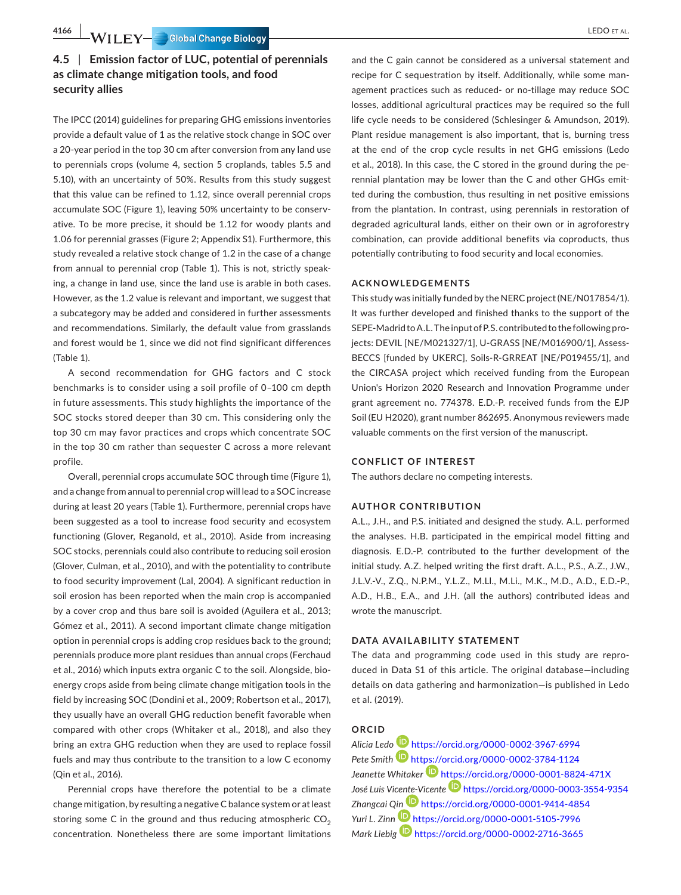### 4.5 | Emission factor of LUC, potential of perennials as climate change mitigation tools, and food security allies

The IPCC (2014) guidelines for preparing GHG emissions inventories provide a default value of 1 as the relative stock change in SOC over a 20-year period in the top 30 cm after conversion from any land use to perennials crops (volume 4, section 5 croplands, tables 5.5 and 5.10), with an uncertainty of 50%. Results from this study suggest that this value can be refined to 1.12, since overall perennial crops accumulate SOC (Figure 1), leaving 50% uncertainty to be conservative. To be more precise, it should be 1.12 for woody plants and 1.06 for perennial grasses (Figure 2; Appendix S1). Furthermore, this study revealed a relative stock change of 1.2 in the case of a change from annual to perennial crop (Table 1). This is not, strictly speaking, a change in land use, since the land use is arable in both cases. However, as the 1.2 value is relevant and important, we suggest that a subcategory may be added and considered in further assessments and recommendations. Similarly, the default value from grasslands and forest would be 1, since we did not find significant differences (Table 1).

A second recommendation for GHG factors and C stock benchmarks is to consider using a soil profile of 0–100 cm depth in future assessments. This study highlights the importance of the SOC stocks stored deeper than 30 cm. This considering only the top 30 cm may favor practices and crops which concentrate SOC in the top 30 cm rather than sequester C across a more relevant profile.

Overall, perennial crops accumulate SOC through time (Figure 1), and a change from annual to perennial crop will lead to a SOC increase during at least 20 years (Table 1). Furthermore, perennial crops have been suggested as a tool to increase food security and ecosystem functioning (Glover, Reganold, et al., 2010). Aside from increasing SOC stocks, perennials could also contribute to reducing soil erosion (Glover, Culman, et al., 2010), and with the potentiality to contribute to food security improvement (Lal, 2004). A significant reduction in soil erosion has been reported when the main crop is accompanied by a cover crop and thus bare soil is avoided (Aguilera et al., 2013; Gómez et al., 2011). A second important climate change mitigation option in perennial crops is adding crop residues back to the ground; perennials produce more plant residues than annual crops (Ferchaud et al., 2016) which inputs extra organic C to the soil. Alongside, bioenergy crops aside from being climate change mitigation tools in the field by increasing SOC (Dondini et al., 2009; Robertson et al., 2017), they usually have an overall GHG reduction benefit favorable when compared with other crops (Whitaker et al., 2018), and also they bring an extra GHG reduction when they are used to replace fossil fuels and may thus contribute to the transition to a low C economy (Qin et al., 2016).

Perennial crops have therefore the potential to be a climate change mitigation, by resulting a negative C balance system or at least storing some C in the ground and thus reducing atmospheric $CO_2$ concentration. Nonetheless there are some important limitations and the C gain cannot be considered as a universal statement and recipe for C sequestration by itself. Additionally, while some management practices such as reduced- or no-tillage may reduce SOC losses, additional agricultural practices may be required so the full life cycle needs to be considered (Schlesinger & Amundson, 2019). Plant residue management is also important, that is, burning tress at the end of the crop cycle results in net GHG emissions (Ledo et al., 2018). In this case, the C stored in the ground during the perennial plantation may be lower than the C and other GHGs emitted during the combustion, thus resulting in net positive emissions from the plantation. In contrast, using perennials in restoration of degraded agricultural lands, either on their own or in agroforestry combination, can provide additional benefits via coproducts, thus potentially contributing to food security and local economies.

## ACKNOWLEDGEMENTS

This study was initially funded by the NERC project (NE/N017854/1). It was further developed and finished thanks to the support of the SEPE-Madrid to A.L. The input of P.S. contributed to the following projects: DEVIL [NE/M021327/1], U-GRASS [NE/M016900/1], Assess-BECCS [funded by UKERC], Soils-R-GRREAT [NE/P019455/1], and the CIRCASA project which received funding from the European Union's Horizon 2020 Research and Innovation Programme under grant agreement no. 774378. E.D.-P. received funds from the EJP Soil (EU H2020), grant number 862695. Anonymous reviewers made valuable comments on the first version of the manuscript.

## CONFLICT OF INTEREST

The authors declare no competing interests.

## AUTHOR CONTRIBUTION

A.L., J.H., and P.S. initiated and designed the study. A.L. performed the analyses. H.B. participated in the empirical model fitting and diagnosis. E.D.-P. contributed to the further development of the initial study. A.Z. helped writing the first draft. A.L., P.S., A.Z., J.W., J.L.V.-V., Z.Q., N.P.M., Y.L.Z., M.Ll., M.Li., M.K., M.D., A.D., E.D.-P., A.D., H.B., E.A., and J.H. (all the authors) contributed ideas and wrote the manuscript.

## DATA AVAILABILITY STATEMENT

The data and programming code used in this study are reproduced in Data S1 of this article. The original database—including details on data gathering and harmonization—is published in Ledo et al. (2019).

## ORCID

*Alicia Ledo* https://orcid.org/0000-0002-3967-6994
*Pete Smith* https://orcid.org/0000-0002-3784-1124
*Jeanette Whitaker* https://orcid.org/0000-0001-8824-471X
*José Luis Vicente-Vicente* https://orcid.org/0000-0003-3554-9354
*Zhangcai Qin* https://orcid.org/0000-0001-9414-4854
*Yuri L. Zinn* https://orcid.org/0000-0001-5105-7996
*Mark Liebig* https://orcid.org/0000-0002-2716-3665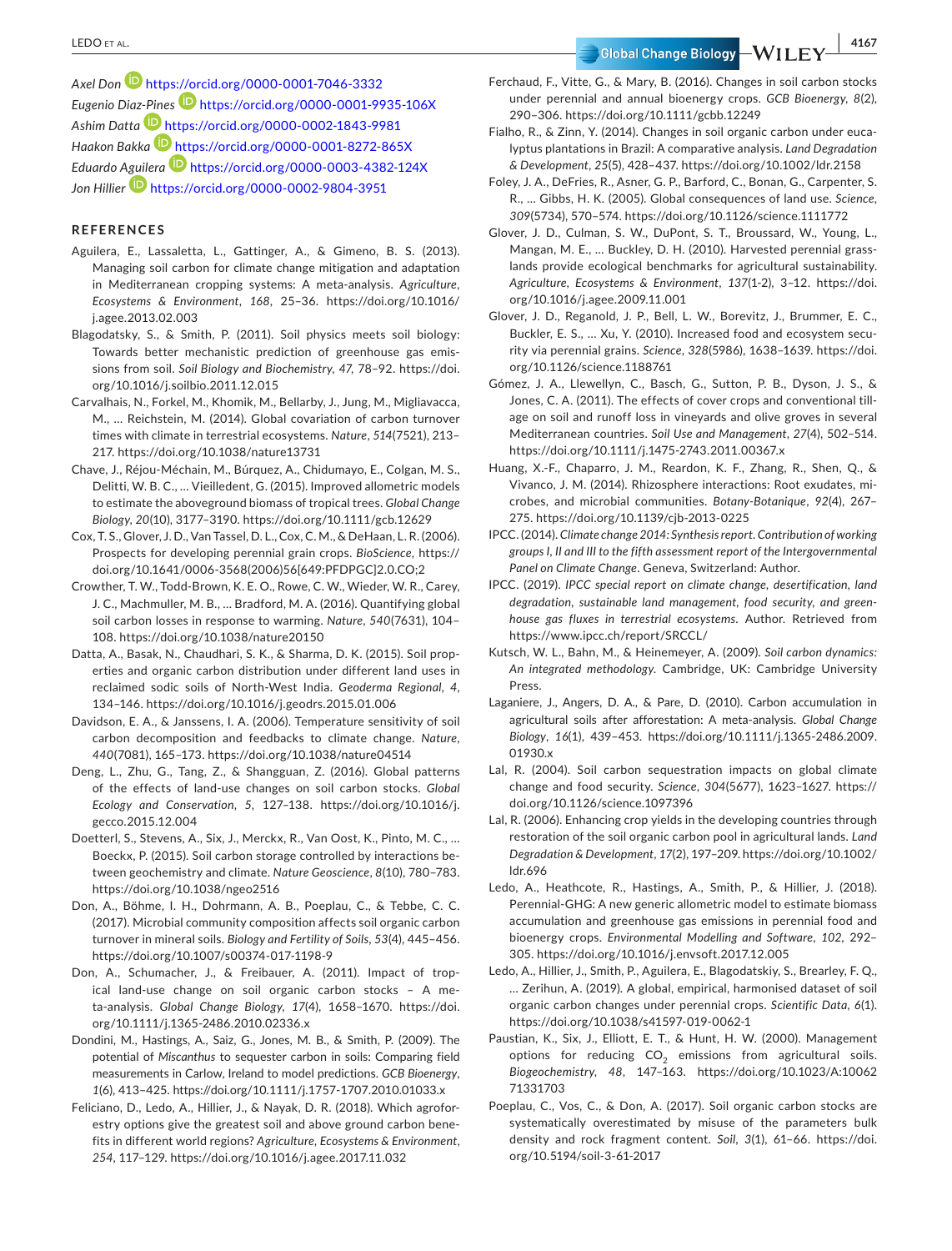*Axel Don* https://orcid.org/0000-0001-7046-3332
*Eugenio Diaz-Pines* https://orcid.org/0000-0001-9935-106X
*Ashim Datta* https://orcid.org/0000-0002-1843-9981
*Haakon Bakka* https://orcid.org/0000-0001-8272-865X
*Eduardo Aguilera* https://orcid.org/0000-0003-4382-124X
*Jon Hillier* https://orcid.org/0000-0002-9804-3951

## REFERENCES

Aguilera, E., Lassaletta, L., Gattinger, A., & Gimeno, B. S. (2013). Managing soil carbon for climate change mitigation and adaptation in Mediterranean cropping systems: A meta-analysis. *Agriculture, Ecosystems & Environment*, *168*, 25–36. https://doi.org/10.1016/j.agee.2013.02.003

Blagodatsky, S., & Smith, P. (2011). Soil physics meets soil biology: Towards better mechanistic prediction of greenhouse gas emissions from soil. *Soil Biology and Biochemistry*, *47*, 78–92. https://doi.org/10.1016/j.soilbio.2011.12.015

Carvalhais, N., Forkel, M., Khomik, M., Bellarby, J., Jung, M., Migliavacca, M., … Reichstein, M. (2014). Global covariation of carbon turnover times with climate in terrestrial ecosystems. *Nature*, *514*(7521), 213–217. https://doi.org/10.1038/nature13731

Chave, J., Réjou-Méchain, M., Búrquez, A., Chidumayo, E., Colgan, M. S., Delitti, W. B. C., … Vieilledent, G. (2015). Improved allometric models to estimate the aboveground biomass of tropical trees. *Global Change Biology*, *20*(10), 3177–3190. https://doi.org/10.1111/gcb.12629

Cox, T. S., Glover, J. D., Van Tassel, D. L., Cox, C. M., & DeHaan, L. R. (2006). Prospects for developing perennial grain crops. *BioScience*, https://doi.org/10.1641/0006-3568(2006)56[649:PFDPGC]2.0.CO;2

Crowther, T. W., Todd-Brown, K. E. O., Rowe, C. W., Wieder, W. R., Carey, J. C., Machmuller, M. B., … Bradford, M. A. (2016). Quantifying global soil carbon losses in response to warming. *Nature*, *540*(7631), 104–108. https://doi.org/10.1038/nature20150

Datta, A., Basak, N., Chaudhari, S. K., & Sharma, D. K. (2015). Soil properties and organic carbon distribution under different land uses in reclaimed sodic soils of North-West India. *Geoderma Regional*, *4*, 134–146. https://doi.org/10.1016/j.geodrs.2015.01.006

Davidson, E. A., & Janssens, I. A. (2006). Temperature sensitivity of soil carbon decomposition and feedbacks to climate change. *Nature*, *440*(7081), 165–173. https://doi.org/10.1038/nature04514

Deng, L., Zhu, G., Tang, Z., & Shangguan, Z. (2016). Global patterns of the effects of land-use changes on soil carbon stocks. *Global Ecology and Conservation*, *5*, 127–138. https://doi.org/10.1016/j.gecco.2015.12.004

Doetterl, S., Stevens, A., Six, J., Merckx, R., Van Oost, K., Pinto, M. C., … Boeckx, P. (2015). Soil carbon storage controlled by interactions between geochemistry and climate. *Nature Geoscience*, *8*(10), 780–783. https://doi.org/10.1038/ngeo2516

Don, A., Böhme, I. H., Dohrmann, A. B., Poeplau, C., & Tebbe, C. C. (2017). Microbial community composition affects soil organic carbon turnover in mineral soils. *Biology and Fertility of Soils*, *53*(4), 445–456. https://doi.org/10.1007/s00374-017-1198-9

Don, A., Schumacher, J., & Freibauer, A. (2011). Impact of tropical land-use change on soil organic carbon stocks – A meta-analysis. *Global Change Biology*, *17*(4), 1658–1670. https://doi.org/10.1111/j.1365-2486.2010.02336.x

Dondini, M., Hastings, A., Saiz, G., Jones, M. B., & Smith, P. (2009). The potential of *Miscanthus* to sequester carbon in soils: Comparing field measurements in Carlow, Ireland to model predictions. *GCB Bioenergy*, *1*(6), 413–425. https://doi.org/10.1111/j.1757-1707.2010.01033.x

Feliciano, D., Ledo, A., Hillier, J., & Nayak, D. R. (2018). Which agroforestry options give the greatest soil and above ground carbon benefits in different world regions? *Agriculture, Ecosystems & Environment*, *254*, 117–129. https://doi.org/10.1016/j.agee.2017.11.032

Ferchaud, F., Vitte, G., & Mary, B. (2016). Changes in soil carbon stocks under perennial and annual bioenergy crops. *GCB Bioenergy*, *8*(2), 290–306. https://doi.org/10.1111/gcbb.12249

Fialho, R., & Zinn, Y. (2014). Changes in soil organic carbon under eucalyptus plantations in Brazil: A comparative analysis. *Land Degradation & Development*, *25*(5), 428–437. https://doi.org/10.1002/ldr.2158

Foley, J. A., DeFries, R., Asner, G. P., Barford, C., Bonan, G., Carpenter, S. R., … Gibbs, H. K. (2005). Global consequences of land use. *Science*, *309*(5734), 570–574. https://doi.org/10.1126/science.1111772

Glover, J. D., Culman, S. W., DuPont, S. T., Broussard, W., Young, L., Mangan, M. E., … Buckley, D. H. (2010). Harvested perennial grasslands provide ecological benchmarks for agricultural sustainability. *Agriculture, Ecosystems & Environment*, *137*(1-2), 3–12. https://doi.org/10.1016/j.agee.2009.11.001

Glover, J. D., Reganold, J. P., Bell, L. W., Borevitz, J., Brummer, E. C., Buckler, E. S., … Xu, Y. (2010). Increased food and ecosystem security via perennial grains. *Science*, *328*(5986), 1638–1639. https://doi.org/10.1126/science.1188761

Gómez, J. A., Llewellyn, C., Basch, G., Sutton, P. B., Dyson, J. S., & Jones, C. A. (2011). The effects of cover crops and conventional tillage on soil and runoff loss in vineyards and olive groves in several Mediterranean countries. *Soil Use and Management*, *27*(4), 502–514. https://doi.org/10.1111/j.1475-2743.2011.00367.x

Huang, X.-F., Chaparro, J. M., Reardon, K. F., Zhang, R., Shen, Q., & Vivanco, J. M. (2014). Rhizosphere interactions: Root exudates, microbes, and microbial communities. *Botany-Botanique*, *92*(4), 267–275. https://doi.org/10.1139/cjb-2013-0225

IPCC. (2014). *Climate change 2014: Synthesis report. Contribution of working groups I, II and III to the fifth assessment report of the Intergovernmental Panel on Climate Change*. Geneva, Switzerland: Author.

IPCC. (2019). *IPCC special report on climate change, desertification, land degradation, sustainable land management, food security, and greenhouse gas fluxes in terrestrial ecosystems*. Author. Retrieved from https://www.ipcc.ch/report/SRCCL/

Kutsch, W. L., Bahn, M., & Heinemeyer, A. (2009). *Soil carbon dynamics: An integrated methodology*. Cambridge, UK: Cambridge University Press.

Laganiere, J., Angers, D. A., & Pare, D. (2010). Carbon accumulation in agricultural soils after afforestation: A meta-analysis. *Global Change Biology*, *16*(1), 439–453. https://doi.org/10.1111/j.1365-2486.2009.01930.x

Lal, R. (2004). Soil carbon sequestration impacts on global climate change and food security. *Science*, *304*(5677), 1623–1627. https://doi.org/10.1126/science.1097396

Lal, R. (2006). Enhancing crop yields in the developing countries through restoration of the soil organic carbon pool in agricultural lands. *Land Degradation & Development*, *17*(2), 197–209. https://doi.org/10.1002/ldr.696

Ledo, A., Heathcote, R., Hastings, A., Smith, P., & Hillier, J. (2018). Perennial-GHG: A new generic allometric model to estimate biomass accumulation and greenhouse gas emissions in perennial food and bioenergy crops. *Environmental Modelling and Software*, *102*, 292–305. https://doi.org/10.1016/j.envsoft.2017.12.005

Ledo, A., Hillier, J., Smith, P., Aguilera, E., Blagodatskiy, S., Brearley, F. Q., … Zerihun, A. (2019). A global, empirical, harmonised dataset of soil organic carbon changes under perennial crops. *Scientific Data*, *6*(1). https://doi.org/10.1038/s41597-019-0062-1

Paustian, K., Six, J., Elliott, E. T., & Hunt, H. W. (2000). Management options for reducing $CO_2$ emissions from agricultural soils. *Biogeochemistry*, *48*, 147–163. https://doi.org/10.1023/A:1006271331703

Poeplau, C., Vos, C., & Don, A. (2017). Soil organic carbon stocks are systematically overestimated by misuse of the parameters bulk density and rock fragment content. *Soil*, *3*(1), 61–66. https://doi.org/10.5194/soil-3-61-2017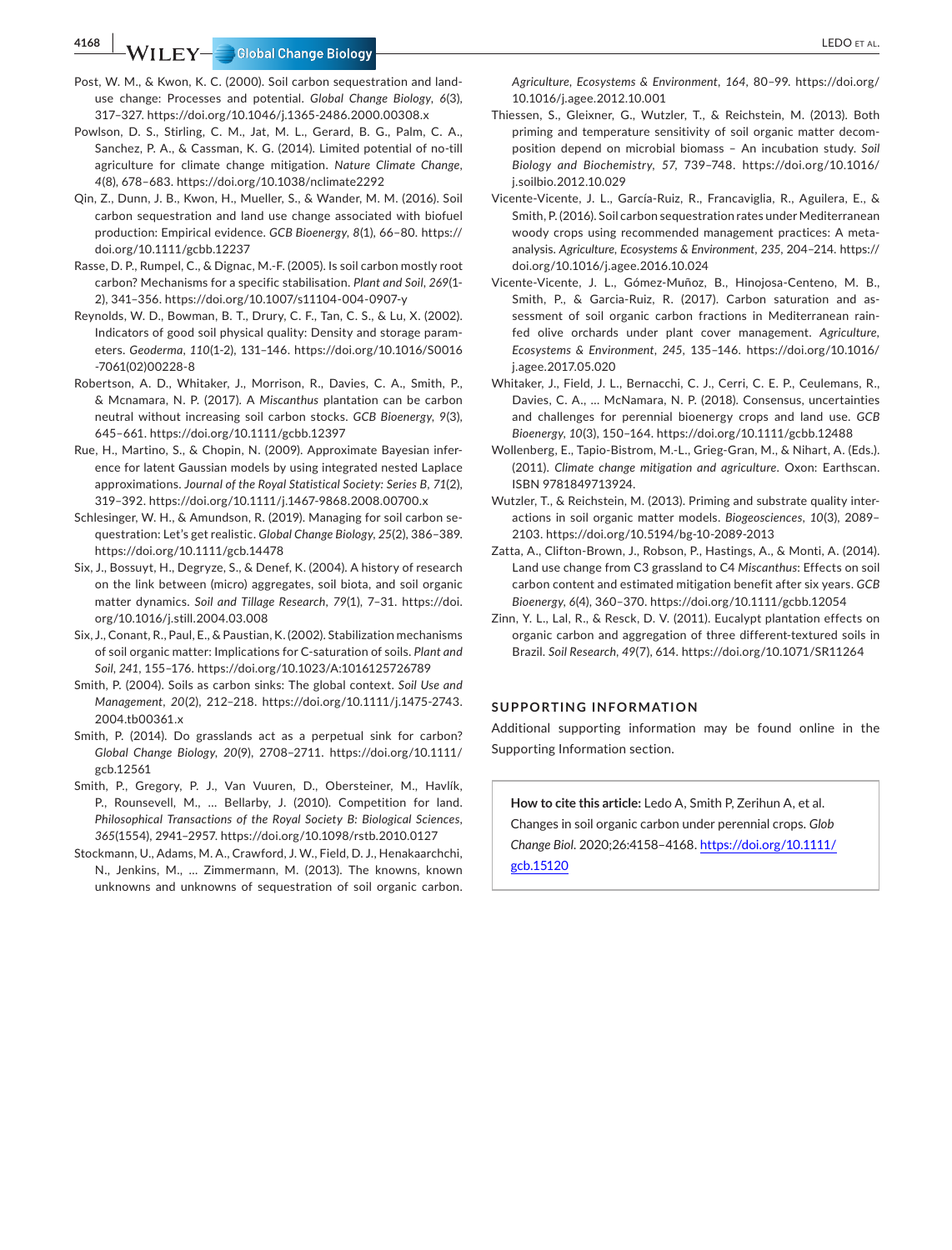Post, W. M., & Kwon, K. C. (2000). Soil carbon sequestration and land-use change: Processes and potential. *Global Change Biology*, *6*(3), 317–327. https://doi.org/10.1046/j.1365-2486.2000.00308.x

Powlson, D. S., Stirling, C. M., Jat, M. L., Gerard, B. G., Palm, C. A., Sanchez, P. A., & Cassman, K. G. (2014). Limited potential of no-till agriculture for climate change mitigation. *Nature Climate Change*, *4*(8), 678–683. https://doi.org/10.1038/nclimate2292

Qin, Z., Dunn, J. B., Kwon, H., Mueller, S., & Wander, M. M. (2016). Soil carbon sequestration and land use change associated with biofuel production: Empirical evidence. *GCB Bioenergy*, *8*(1), 66–80. https://doi.org/10.1111/gcbb.12237

Rasse, D. P., Rumpel, C., & Dignac, M.-F. (2005). Is soil carbon mostly root carbon? Mechanisms for a specific stabilisation. *Plant and Soil*, *269*(1-2), 341–356. https://doi.org/10.1007/s11104-004-0907-y

Reynolds, W. D., Bowman, B. T., Drury, C. F., Tan, C. S., & Lu, X. (2002). Indicators of good soil physical quality: Density and storage parameters. *Geoderma*, *110*(1-2), 131–146. https://doi.org/10.1016/S0016-7061(02)00228-8

Robertson, A. D., Whitaker, J., Morrison, R., Davies, C. A., Smith, P., & Mcnamara, N. P. (2017). A *Miscanthus* plantation can be carbon neutral without increasing soil carbon stocks. *GCB Bioenergy*, *9*(3), 645–661. https://doi.org/10.1111/gcbb.12397

Rue, H., Martino, S., & Chopin, N. (2009). Approximate Bayesian inference for latent Gaussian models by using integrated nested Laplace approximations. *Journal of the Royal Statistical Society: Series B*, *71*(2), 319–392. https://doi.org/10.1111/j.1467-9868.2008.00700.x

Schlesinger, W. H., & Amundson, R. (2019). Managing for soil carbon sequestration: Let's get realistic. *Global Change Biology*, *25*(2), 386–389. https://doi.org/10.1111/gcb.14478

Six, J., Bossuyt, H., Degryze, S., & Denef, K. (2004). A history of research on the link between (micro) aggregates, soil biota, and soil organic matter dynamics. *Soil and Tillage Research*, *79*(1), 7–31. https://doi.org/10.1016/j.still.2004.03.008

Six, J., Conant, R., Paul, E., & Paustian, K. (2002). Stabilization mechanisms of soil organic matter: Implications for C-saturation of soils. *Plant and Soil*, *241*, 155–176. https://doi.org/10.1023/A:1016125726789

Smith, P. (2004). Soils as carbon sinks: The global context. *Soil Use and Management*, *20*(2), 212–218. https://doi.org/10.1111/j.1475-2743.2004.tb00361.x

Smith, P. (2014). Do grasslands act as a perpetual sink for carbon? *Global Change Biology*, *20*(9), 2708–2711. https://doi.org/10.1111/gcb.12561

Smith, P., Gregory, P. J., Van Vuuren, D., Obersteiner, M., Havlík, P., Rounsevell, M., … Bellarby, J. (2010). Competition for land. *Philosophical Transactions of the Royal Society B: Biological Sciences*, *365*(1554), 2941–2957. https://doi.org/10.1098/rstb.2010.0127

Stockmann, U., Adams, M. A., Crawford, J. W., Field, D. J., Henakaarchchi, N., Jenkins, M., … Zimmermann, M. (2013). The knowns, known unknowns and unknowns of sequestration of soil organic carbon. *Agriculture, Ecosystems & Environment*, *164*, 80–99. https://doi.org/10.1016/j.agee.2012.10.001

Thiessen, S., Gleixner, G., Wutzler, T., & Reichstein, M. (2013). Both priming and temperature sensitivity of soil organic matter decomposition depend on microbial biomass – An incubation study. *Soil Biology and Biochemistry*, *57*, 739–748. https://doi.org/10.1016/j.soilbio.2012.10.029

Vicente-Vicente, J. L., García-Ruiz, R., Francaviglia, R., Aguilera, E., & Smith, P. (2016). Soil carbon sequestration rates under Mediterranean woody crops using recommended management practices: A meta-analysis. *Agriculture, Ecosystems & Environment*, *235*, 204–214. https://doi.org/10.1016/j.agee.2016.10.024

Vicente-Vicente, J. L., Gómez-Muñoz, B., Hinojosa-Centeno, M. B., Smith, P., & Garcia-Ruiz, R. (2017). Carbon saturation and assessment of soil organic carbon fractions in Mediterranean rainfed olive orchards under plant cover management. *Agriculture, Ecosystems & Environment*, *245*, 135–146. https://doi.org/10.1016/j.agee.2017.05.020

Whitaker, J., Field, J. L., Bernacchi, C. J., Cerri, C. E. P., Ceulemans, R., Davies, C. A., … McNamara, N. P. (2018). Consensus, uncertainties and challenges for perennial bioenergy crops and land use. *GCB Bioenergy*, *10*(3), 150–164. https://doi.org/10.1111/gcbb.12488

Wollenberg, E., Tapio-Bistrom, M.-L., Grieg-Gran, M., & Nihart, A. (Eds.). (2011). *Climate change mitigation and agriculture*. Oxon: Earthscan. ISBN 9781849713924.

Wutzler, T., & Reichstein, M. (2013). Priming and substrate quality interactions in soil organic matter models. *Biogeosciences*, *10*(3), 2089–2103. https://doi.org/10.5194/bg-10-2089-2013

Zatta, A., Clifton-Brown, J., Robson, P., Hastings, A., & Monti, A. (2014). Land use change from C3 grassland to C4 *Miscanthus*: Effects on soil carbon content and estimated mitigation benefit after six years. *GCB Bioenergy*, *6*(4), 360–370. https://doi.org/10.1111/gcbb.12054

Zinn, Y. L., Lal, R., & Resck, D. V. (2011). Eucalypt plantation effects on organic carbon and aggregation of three different-textured soils in Brazil. *Soil Research*, *49*(7), 614. https://doi.org/10.1071/SR11264

## SUPPORTING INFORMATION

Additional supporting information may be found online in the Supporting Information section.

**How to cite this article:** Ledo A, Smith P, Zerihun A, et al. Changes in soil organic carbon under perennial crops. *Glob Change Biol*. 2020;26:4158–4168. https://doi.org/10.1111/gcb.15120